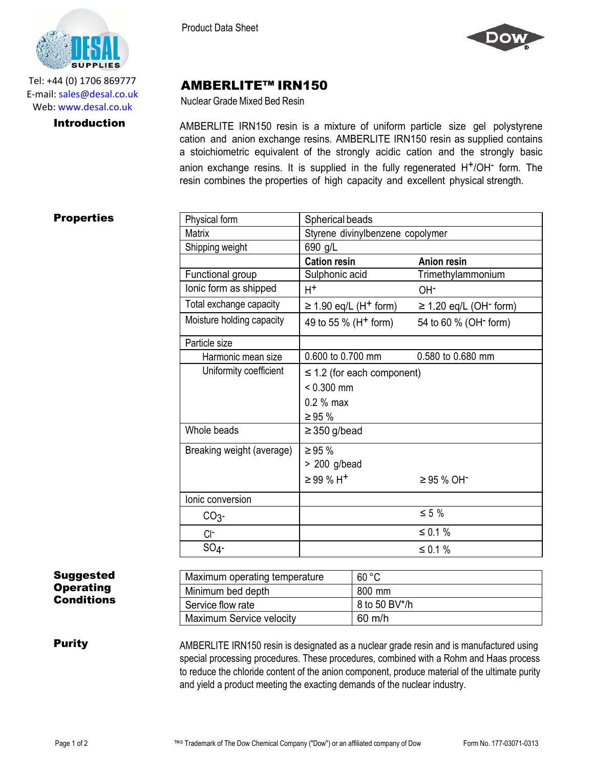Tel: +44 (0) 1706 869777
E-mail: sales@desal.co.uk
Web: www.desal.co.uk

Product Data Sheet

# AMBERLITE™ IRN150

Nuclear Grade Mixed Bed Resin

## Introduction

AMBERLITE IRN150 resin is a mixture of uniform particle size gel polystyrene cation and anion exchange resins. AMBERLITE IRN150 resin as supplied contains a stoichiometric equivalent of the strongly acidic cation and the strongly basic anion exchange resins. It is supplied in the fully regenerated $H^{+}/OH^{-}$ form. The resin combines the properties of high capacity and excellent physical strength.

## Properties

| | | |
|---|---|---|
| Physical form | Spherical beads | |
| Matrix | Styrene divinylbenzene copolymer | |
| Shipping weight | 690 g/L | |
| | **Cation resin** | **Anion resin** |
| Functional group | Sulphonic acid | Trimethylammonium |
| Ionic form as shipped | $H^{+}$ | $OH^{-}$ |
| Total exchange capacity | ≥ 1.90 eq/L ($H^{+}$ form) | ≥ 1.20 eq/L ($OH^{-}$ form) |
| Moisture holding capacity | 49 to 55 % ($H^{+}$ form) | 54 to 60 % ($OH^{-}$ form) |
| Particle size | | |
| Harmonic mean size | 0.600 to 0.700 mm | 0.580 to 0.680 mm |
| Uniformity coefficient | ≤ 1.2 (for each component)<br>< 0.300 mm<br>0.2 % max<br>≥ 95 % | |
| Whole beads | ≥ 350 g/bead | |
| Breaking weight (average) | ≥ 95 %<br>> 200 g/bead<br>≥ 99 % $H^{+}$ | ≥ 95 % $OH^{-}$ |
| Ionic conversion | | |
| $CO_3^{-}$ | | ≤ 5 % |
| $Cl^{-}$ | | ≤ 0.1 % |
| $SO_4^{-}$ | | ≤ 0.1 % |

## Suggested Operating Conditions

| | |
|---|---|
| Maximum operating temperature | 60 °C |
| Minimum bed depth | 800 mm |
| Service flow rate | 8 to 50 BV*/h |
| Maximum Service velocity | 60 m/h |

## Purity

AMBERLITE IRN150 resin is designated as a nuclear grade resin and is manufactured using special processing procedures. These procedures, combined with a Rohm and Haas process to reduce the chloride content of the anion component, produce material of the ultimate purity and yield a product meeting the exacting demands of the nuclear industry.

™® Trademark of The Dow Chemical Company ("Dow") or an affiliated company of Dow

Form No. 177-03071-0313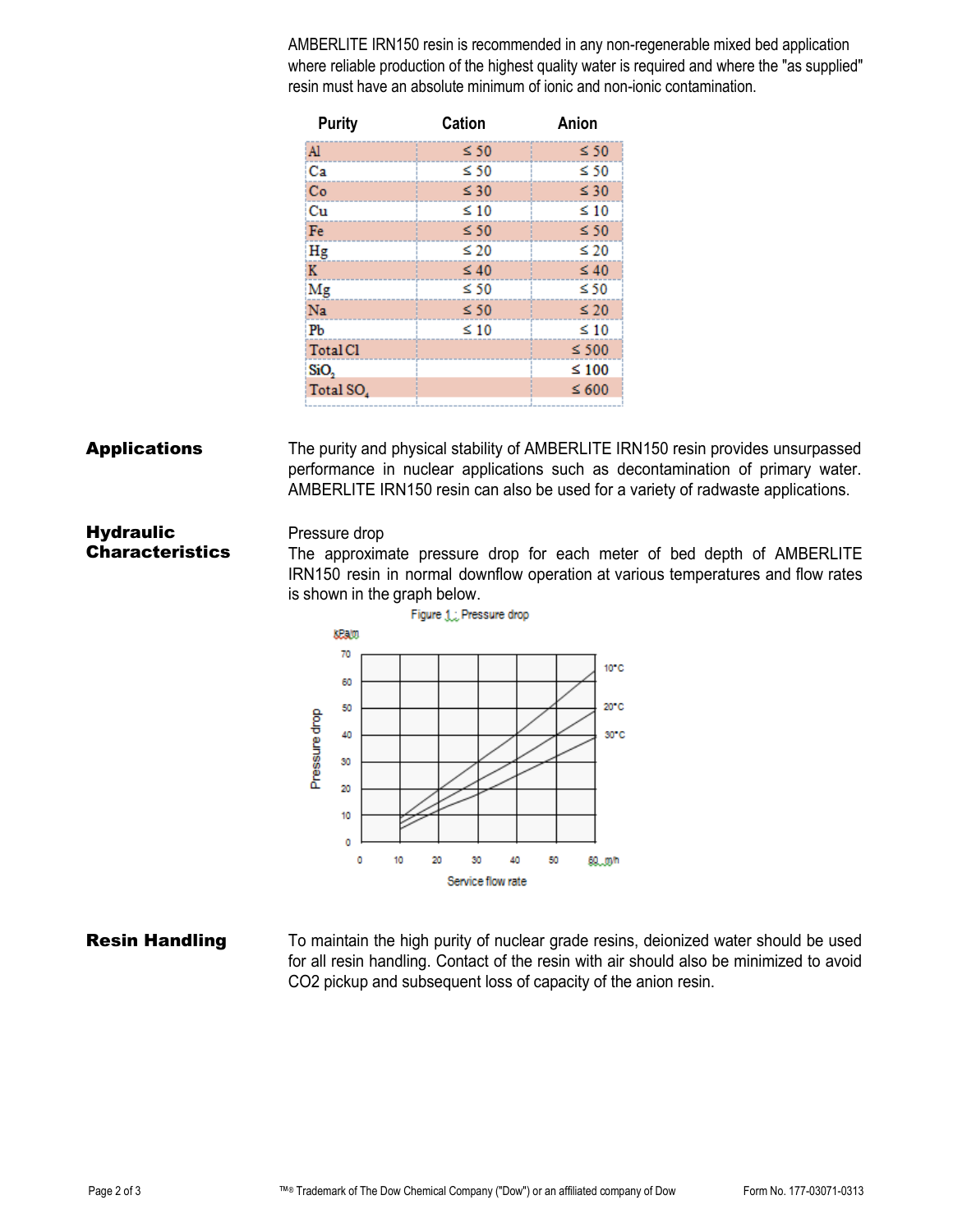AMBERLITE IRN150 resin is recommended in any non-regenerable mixed bed application where reliable production of the highest quality water is required and where the "as supplied" resin must have an absolute minimum of ionic and non-ionic contamination.

| Purity | Cation | Anion |
| --- | --- | --- |
| Al | ≤ 50 | ≤ 50 |
| Ca | ≤ 50 | ≤ 50 |
| Co | ≤ 30 | ≤ 30 |
| Cu | ≤ 10 | ≤ 10 |
| Fe | ≤ 50 | ≤ 50 |
| Hg | ≤ 20 | ≤ 20 |
| K | ≤ 40 | ≤ 40 |
| Mg | ≤ 50 | ≤ 50 |
| Na | ≤ 50 | ≤ 20 |
| Pb | ≤ 10 | ≤ 10 |
| Total Cl | | ≤ 500 |
| $SiO_2$ | | ≤ 100 |
| Total $SO_4$ | | ≤ 600 |

## Applications

The purity and physical stability of AMBERLITE IRN150 resin provides unsurpassed performance in nuclear applications such as decontamination of primary water. AMBERLITE IRN150 resin can also be used for a variety of radwaste applications.

## Hydraulic Characteristics

Pressure drop

The approximate pressure drop for each meter of bed depth of AMBERLITE IRN150 resin in normal downflow operation at various temperatures and flow rates is shown in the graph below.

Figure 1: Pressure drop

## Resin Handling

To maintain the high purity of nuclear grade resins, deionized water should be used for all resin handling. Contact of the resin with air should also be minimized to avoid CO2 pickup and subsequent loss of capacity of the anion resin.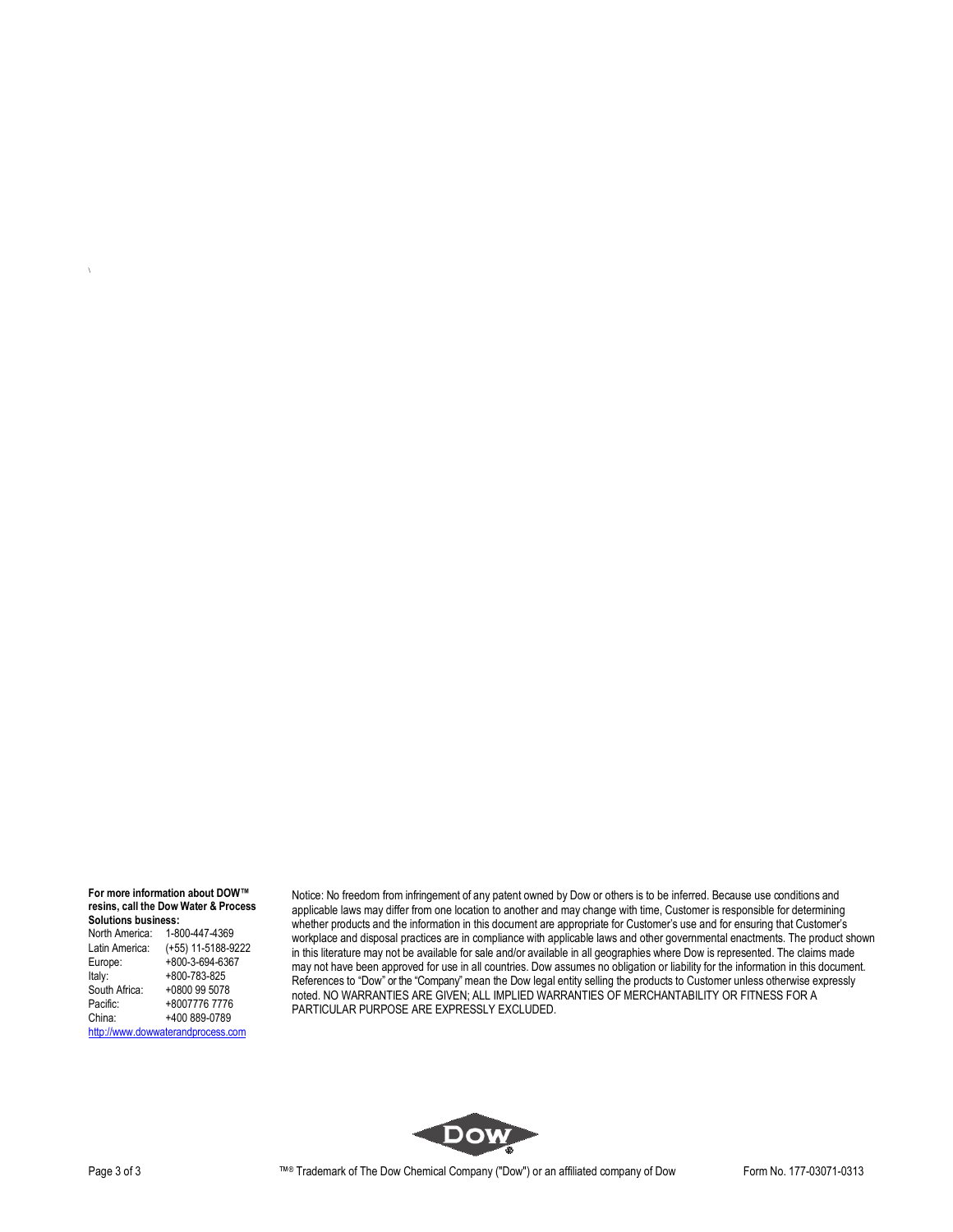**For more information about DOW™ resins, call the Dow Water & Process Solutions business:**

| | |
|---|---|
| North America: | 1-800-447-4369 |
| Latin America: | (+55) 11-5188-9222 |
| Europe: | +800-3-694-6367 |
| Italy: | +800-783-825 |
| South Africa: | +0800 99 5078 |
| Pacific: | +8007776 7776 |
| China: | +400 889-0789 |

[http://www.dowwaterandprocess.com](http://www.dowwaterandprocess.com)

Notice: No freedom from infringement of any patent owned by Dow or others is to be inferred. Because use conditions and applicable laws may differ from one location to another and may change with time, Customer is responsible for determining whether products and the information in this document are appropriate for Customer's use and for ensuring that Customer's workplace and disposal practices are in compliance with applicable laws and other governmental enactments. The product shown in this literature may not be available for sale and/or available in all geographies where Dow is represented. The claims made may not have been approved for use in all countries. Dow assumes no obligation or liability for the information in this document. References to "Dow" or the "Company" mean the Dow legal entity selling the products to Customer unless otherwise expressly noted. NO WARRANTIES ARE GIVEN; ALL IMPLIED WARRANTIES OF MERCHANTABILITY OR FITNESS FOR A PARTICULAR PURPOSE ARE EXPRESSLY EXCLUDED.

™® Trademark of The Dow Chemical Company ("Dow") or an affiliated company of Dow

Form No. 177-03071-0313